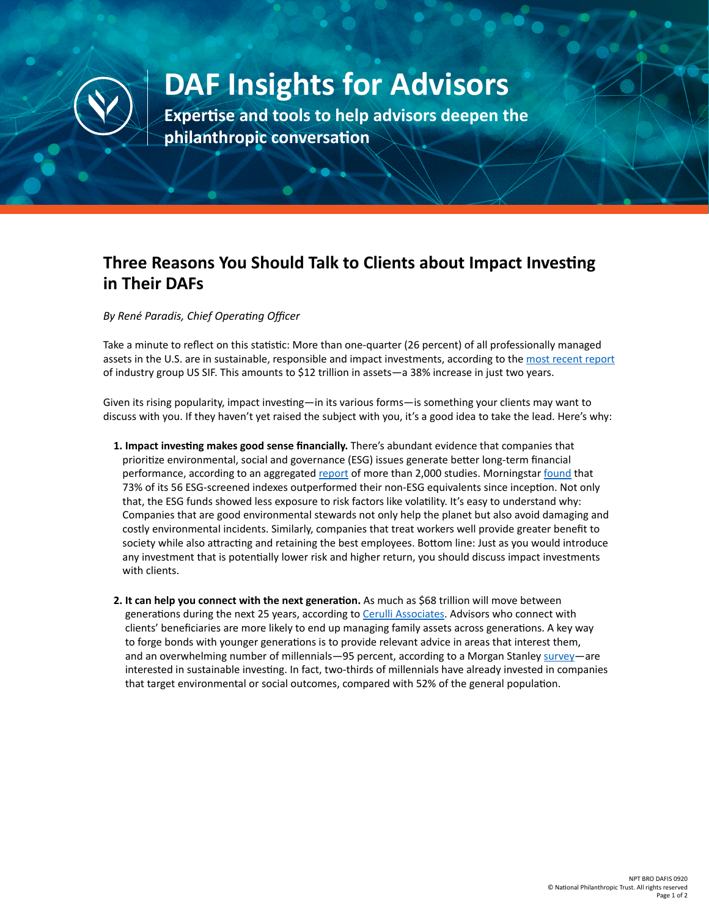# DAF Insights for Advisors

**Expertise and tools to help advisors deepen the philanthropic conversation**

## Three Reasons You Should Talk to Clients about Impact Investing in Their DAFs

*By René Paradis, Chief Operating Officer*

Take a minute to reflect on this statistic: More than one-quarter (26 percent) of all professionally managed assets in the U.S. are in sustainable, responsible and impact investments, according to the most recent report of industry group US SIF. This amounts to $12 trillion in assets—a 38% increase in just two years.

Given its rising popularity, impact investing—in its various forms—is something your clients may want to discuss with you. If they haven't yet raised the subject with you, it's a good idea to take the lead. Here's why:

1. **Impact investing makes good sense financially.** There's abundant evidence that companies that prioritize environmental, social and governance (ESG) issues generate better long-term financial performance, according to an aggregated report of more than 2,000 studies. Morningstar found that 73% of its 56 ESG-screened indexes outperformed their non-ESG equivalents since inception. Not only that, the ESG funds showed less exposure to risk factors like volatility. It's easy to understand why: Companies that are good environmental stewards not only help the planet but also avoid damaging and costly environmental incidents. Similarly, companies that treat workers well provide greater benefit to society while also attracting and retaining the best employees. Bottom line: Just as you would introduce any investment that is potentially lower risk and higher return, you should discuss impact investments with clients.

2. **It can help you connect with the next generation.** As much as $68 trillion will move between generations during the next 25 years, according to Cerulli Associates. Advisors who connect with clients' beneficiaries are more likely to end up managing family assets across generations. A key way to forge bonds with younger generations is to provide relevant advice in areas that interest them, and an overwhelming number of millennials—95 percent, according to a Morgan Stanley survey—are interested in sustainable investing. In fact, two-thirds of millennials have already invested in companies that target environmental or social outcomes, compared with 52% of the general population.

NPT BRO DAFIS 0920
© National Philanthropic Trust. All rights reserved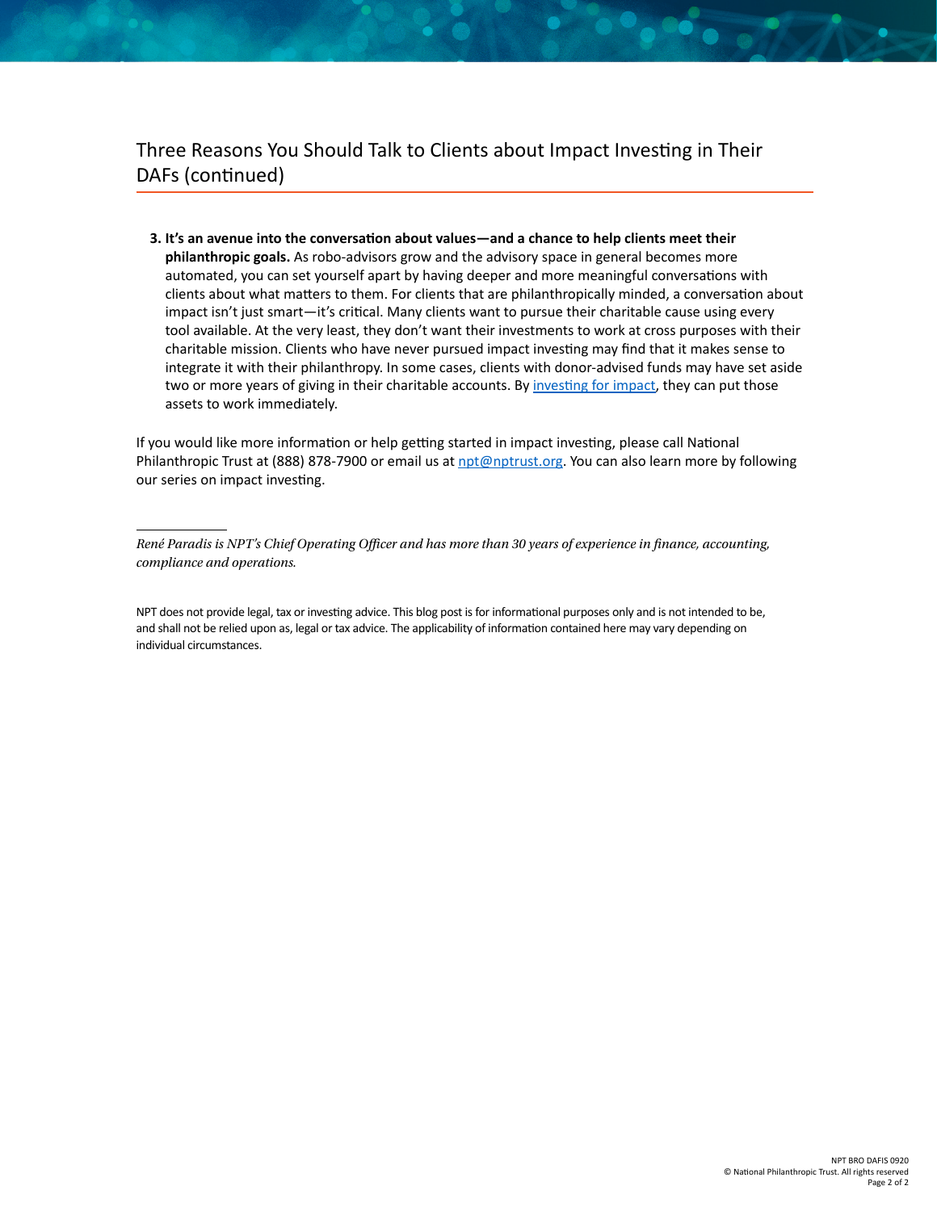## Three Reasons You Should Talk to Clients about Impact Investing in Their DAFs (continued)

3. **It's an avenue into the conversation about values—and a chance to help clients meet their philanthropic goals.** As robo-advisors grow and the advisory space in general becomes more automated, you can set yourself apart by having deeper and more meaningful conversations with clients about what matters to them. For clients that are philanthropically minded, a conversation about impact isn't just smart—it's critical. Many clients want to pursue their charitable cause using every tool available. At the very least, they don't want their investments to work at cross purposes with their charitable mission. Clients who have never pursued impact investing may find that it makes sense to integrate it with their philanthropy. In some cases, clients with donor-advised funds may have set aside two or more years of giving in their charitable accounts. By investing for impact, they can put those assets to work immediately.

If you would like more information or help getting started in impact investing, please call National Philanthropic Trust at (888) 878-7900 or email us at npt@nptrust.org. You can also learn more by following our series on impact investing.

---

*René Paradis is NPT's Chief Operating Officer and has more than 30 years of experience in finance, accounting, compliance and operations.*

NPT does not provide legal, tax or investing advice. This blog post is for informational purposes only and is not intended to be, and shall not be relied upon as, legal or tax advice. The applicability of information contained here may vary depending on individual circumstances.

NPT BRO DAFIS 0920
© National Philanthropic Trust. All rights reserved